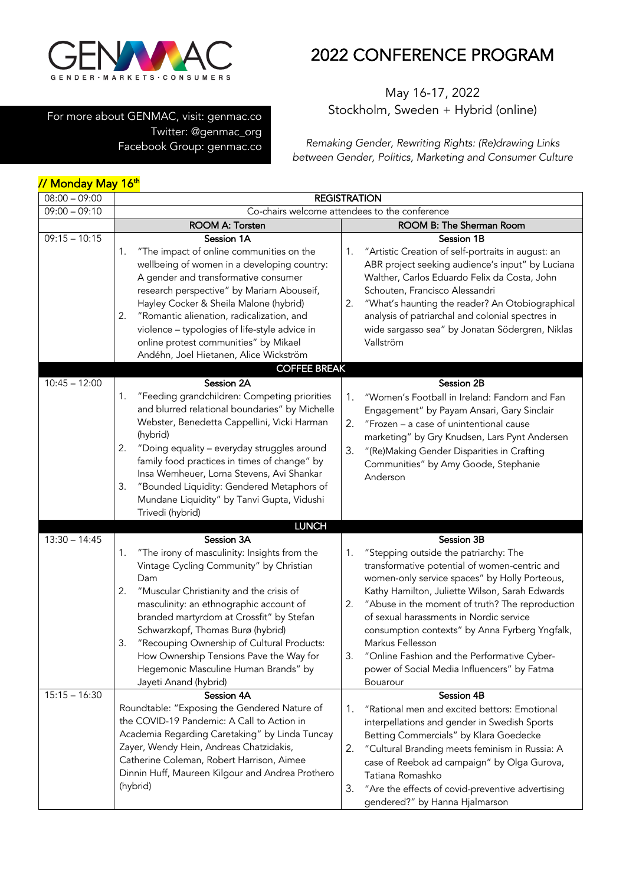GENMAC
GENDER · MARKETS · CONSUMERS

# 2022 CONFERENCE PROGRAM

May 16-17, 2022
Stockholm, Sweden + Hybrid (online)

For more about GENMAC, visit: genmac.co
Twitter: @genmac_org
Facebook Group: genmac.co

*Remaking Gender, Rewriting Rights: (Re)drawing Links between Gender, Politics, Marketing and Consumer Culture*

## // Monday May 16th

| | | |
|---|---|---|
| 08:00 – 09:00 | REGISTRATION | |
| 09:00 – 09:10 | Co-chairs welcome attendees to the conference | |
| | ROOM A: Torsten | ROOM B: The Sherman Room |
| 09:15 – 10:15 | **Session 1A**<br>1. "The impact of online communities on the wellbeing of women in a developing country: A gender and transformative consumer research perspective" by Mariam Abouseif, Hayley Cocker & Sheila Malone (hybrid)<br>2. "Romantic alienation, radicalization, and violence – typologies of life-style advice in online protest communities" by Mikael Andéhn, Joel Hietanen, Alice Wickström | **Session 1B**<br>1. "Artistic Creation of self-portraits in august: an ABR project seeking audience's input" by Luciana Walther, Carlos Eduardo Felix da Costa, John Schouten, Francisco Alessandri<br>2. "What's haunting the reader? An Otobiographical analysis of patriarchal and colonial spectres in wide sargasso sea" by Jonatan Södergren, Niklas Vallström |
| | COFFEE BREAK | |
| 10:45 – 12:00 | **Session 2A**<br>1. "Feeding grandchildren: Competing priorities and blurred relational boundaries" by Michelle Webster, Benedetta Cappellini, Vicki Harman (hybrid)<br>2. "Doing equality – everyday struggles around family food practices in times of change" by Insa Wemheuer, Lorna Stevens, Avi Shankar<br>3. "Bounded Liquidity: Gendered Metaphors of Mundane Liquidity" by Tanvi Gupta, Vidushi Trivedi (hybrid) | **Session 2B**<br>1. "Women's Football in Ireland: Fandom and Fan Engagement" by Payam Ansari, Gary Sinclair<br>2. "Frozen – a case of unintentional cause marketing" by Gry Knudsen, Lars Pynt Andersen<br>3. "(Re)Making Gender Disparities in Crafting Communities" by Amy Goode, Stephanie Anderson |
| | LUNCH | |
| 13:30 – 14:45 | **Session 3A**<br>1. "The irony of masculinity: Insights from the Vintage Cycling Community" by Christian Dam<br>2. "Muscular Christianity and the crisis of masculinity: an ethnographic account of branded martyrdom at Crossfit" by Stefan Schwarzkopf, Thomas Burø (hybrid)<br>3. "Recouping Ownership of Cultural Products: How Ownership Tensions Pave the Way for Hegemonic Masculine Human Brands" by Jayeti Anand (hybrid) | **Session 3B**<br>1. "Stepping outside the patriarchy: The transformative potential of women-centric and women-only service spaces" by Holly Porteous, Kathy Hamilton, Juliette Wilson, Sarah Edwards<br>2. "Abuse in the moment of truth? The reproduction of sexual harassments in Nordic service consumption contexts" by Anna Fyrberg Yngfalk, Markus Fellesson<br>3. "Online Fashion and the Performative Cyber-power of Social Media Influencers" by Fatma Bouarour |
| 15:15 – 16:30 | **Session 4A**<br>Roundtable: "Exposing the Gendered Nature of the COVID-19 Pandemic: A Call to Action in Academia Regarding Caretaking" by Linda Tuncay Zayer, Wendy Hein, Andreas Chatzidakis, Catherine Coleman, Robert Harrison, Aimee Dinnin Huff, Maureen Kilgour and Andrea Prothero (hybrid) | **Session 4B**<br>1. "Rational men and excited bettors: Emotional interpellations and gender in Swedish Sports Betting Commercials" by Klara Goedecke<br>2. "Cultural Branding meets feminism in Russia: A case of Reebok ad campaign" by Olga Gurova, Tatiana Romashko<br>3. "Are the effects of covid-preventive advertising gendered?" by Hanna Hjalmarson |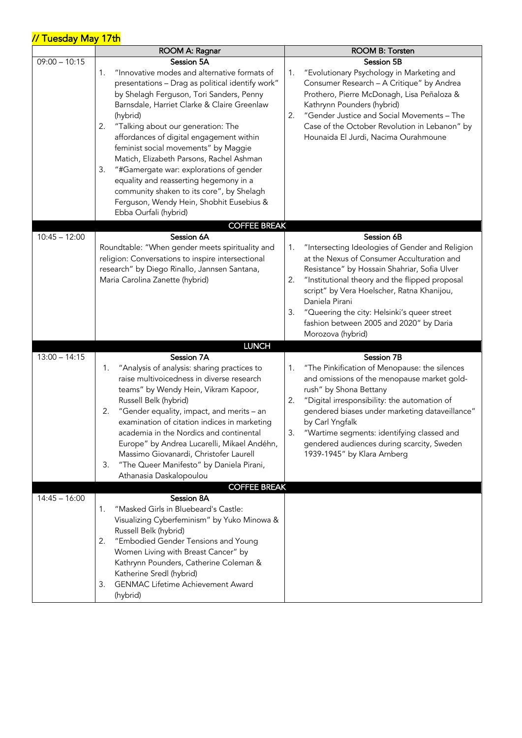## // Tuesday May 17th

| | ROOM A: Ragnar | ROOM B: Torsten |
|---|---|---|
| 09:00 – 10:15 | **Session 5A**<br>1. "Innovative modes and alternative formats of presentations – Drag as political identify work" by Shelagh Ferguson, Tori Sanders, Penny Barnsdale, Harriet Clarke & Claire Greenlaw (hybrid)<br>2. "Talking about our generation: The affordances of digital engagement within feminist social movements" by Maggie Matich, Elizabeth Parsons, Rachel Ashman<br>3. "#Gamergate war: explorations of gender equality and reasserting hegemony in a community shaken to its core", by Shelagh Ferguson, Wendy Hein, Shobhit Eusebius & Ebba Ourfali (hybrid) | **Session 5B**<br>1. "Evolutionary Psychology in Marketing and Consumer Research – A Critique" by Andrea Prothero, Pierre McDonagh, Lisa Peñaloza & Kathrynn Pounders (hybrid)<br>2. "Gender Justice and Social Movements – The Case of the October Revolution in Lebanon" by Hounaida El Jurdi, Nacima Ourahmoune |
| | **COFFEE BREAK** | |
| 10:45 – 12:00 | **Session 6A**<br>Roundtable: "When gender meets spirituality and religion: Conversations to inspire intersectional research" by Diego Rinallo, Jannsen Santana, Maria Carolina Zanette (hybrid) | **Session 6B**<br>1. "Intersecting Ideologies of Gender and Religion at the Nexus of Consumer Acculturation and Resistance" by Hossain Shahriar, Sofia Ulver<br>2. "Institutional theory and the flipped proposal script" by Vera Hoelscher, Ratna Khanijou, Daniela Pirani<br>3. "Queering the city: Helsinki's queer street fashion between 2005 and 2020" by Daria Morozova (hybrid) |
| | **LUNCH** | |
| 13:00 – 14:15 | **Session 7A**<br>1. "Analysis of analysis: sharing practices to raise multivoicedness in diverse research teams" by Wendy Hein, Vikram Kapoor, Russell Belk (hybrid)<br>2. "Gender equality, impact, and merits – an examination of citation indices in marketing academia in the Nordics and continental Europe" by Andrea Lucarelli, Mikael Andéhn, Massimo Giovanardi, Christofer Laurell<br>3. "The Queer Manifesto" by Daniela Pirani, Athanasia Daskalopoulou | **Session 7B**<br>1. "The Pinkification of Menopause: the silences and omissions of the menopause market gold-rush" by Shona Bettany<br>2. "Digital irresponsibility: the automation of gendered biases under marketing dataveillance" by Carl Yngfalk<br>3. "Wartime segments: identifying classed and gendered audiences during scarcity, Sweden 1939-1945" by Klara Arnberg |
| | **COFFEE BREAK** | |
| 14:45 – 16:00 | **Session 8A**<br>1. "Masked Girls in Bluebeard's Castle: Visualizing Cyberfeminism" by Yuko Minowa & Russell Belk (hybrid)<br>2. "Embodied Gender Tensions and Young Women Living with Breast Cancer" by Kathrynn Pounders, Catherine Coleman & Katherine Sredl (hybrid)<br>3. GENMAC Lifetime Achievement Award (hybrid) | |